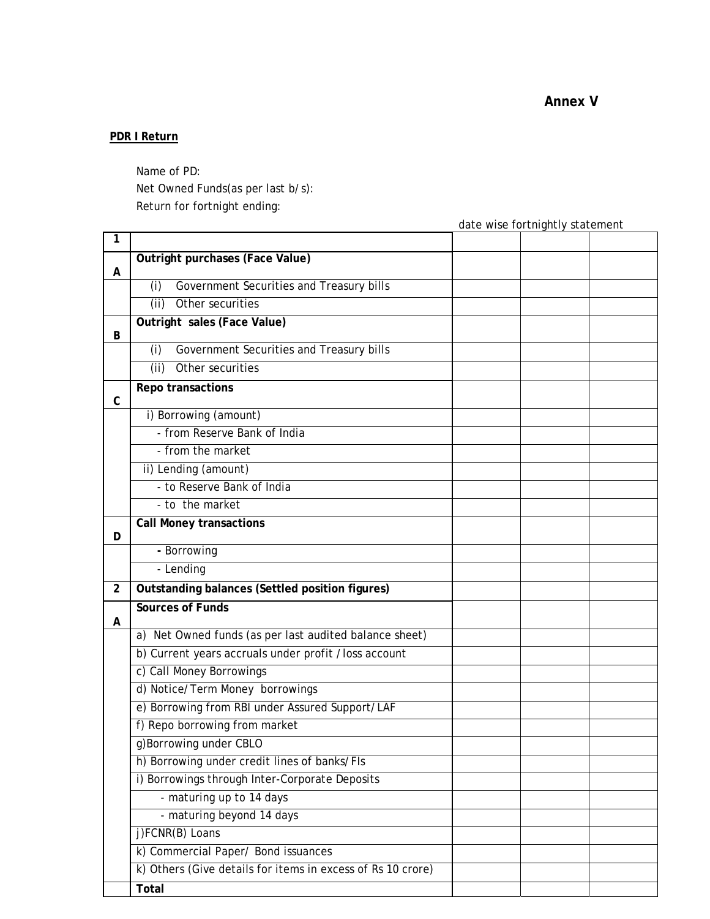Annex V

**PDR I Return**

Name of PD:

Net Owned Funds(as per last b/s):

Return for fortnight ending:

date wise fortnightly statement

| 1 | | | | |
|---|---|---|---|---|
| A | **Outright purchases (Face Value)** | | | |
| | (i) Government Securities and Treasury bills | | | |
| | (ii) Other securities | | | |
| B | **Outright sales (Face Value)** | | | |
| | (i) Government Securities and Treasury bills | | | |
| | (ii) Other securities | | | |
| C | **Repo transactions** | | | |
| | i) Borrowing (amount) | | | |
| | - from Reserve Bank of India | | | |
| | - from the market | | | |
| | ii) Lending (amount) | | | |
| | - to Reserve Bank of India | | | |
| | - to the market | | | |
| D | **Call Money transactions** | | | |
| | - Borrowing | | | |
| | - Lending | | | |
| 2 | **Outstanding balances (Settled position figures)** | | | |
| A | **Sources of Funds** | | | |
| | a) Net Owned funds (as per last audited balance sheet) | | | |
| | b) Current years accruals under profit / loss account | | | |
| | c) Call Money Borrowings | | | |
| | d) Notice/Term Money borrowings | | | |
| | e) Borrowing from RBI under Assured Support/LAF | | | |
| | f) Repo borrowing from market | | | |
| | g)Borrowing under CBLO | | | |
| | h) Borrowing under credit lines of banks/FIs | | | |
| | i) Borrowings through Inter-Corporate Deposits | | | |
| | - maturing up to 14 days | | | |
| | - maturing beyond 14 days | | | |
| | j)FCNR(B) Loans | | | |
| | k) Commercial Paper/ Bond issuances | | | |
| | k) Others (Give details for items in excess of Rs 10 crore) | | | |
| | **Total** | | | |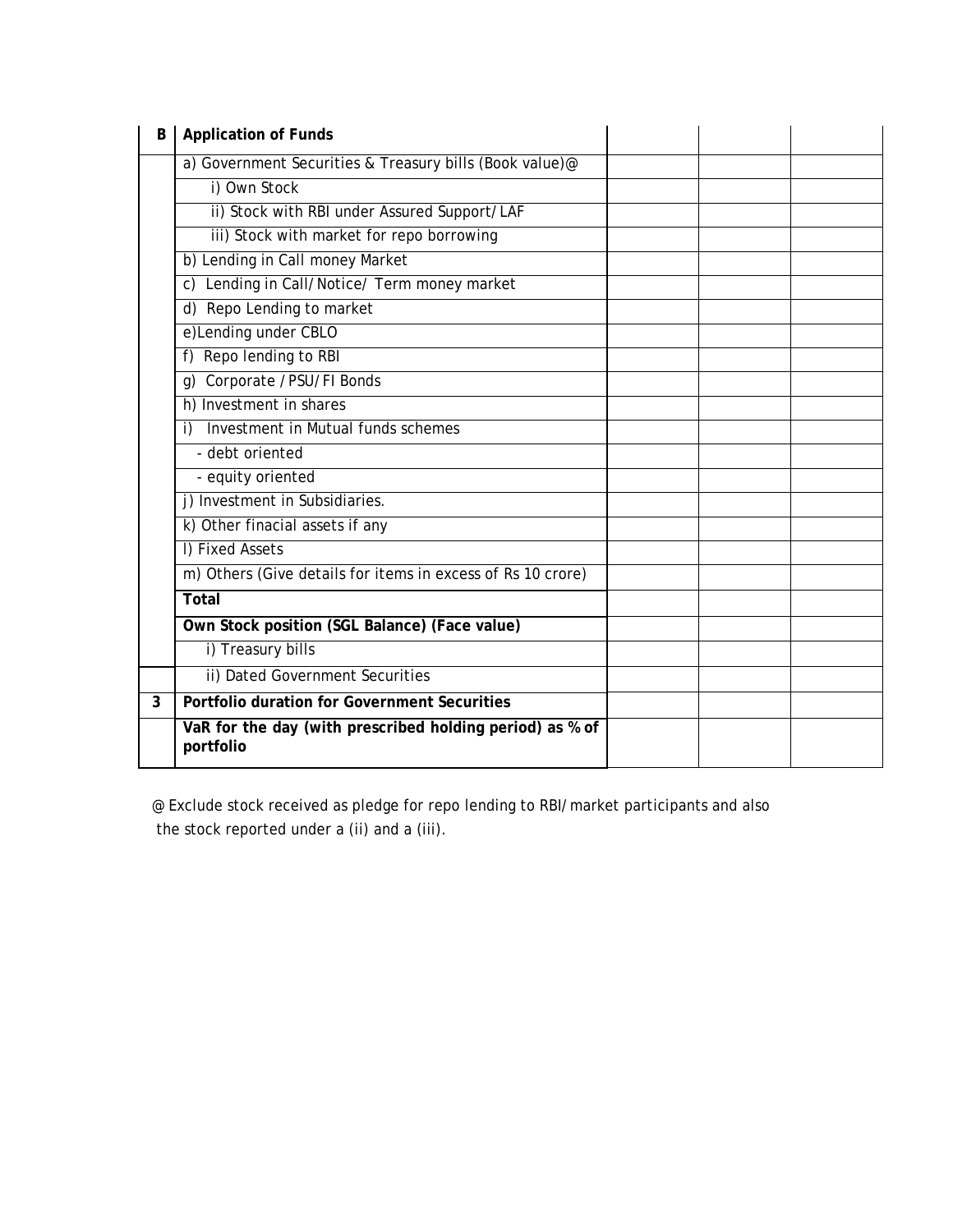| | | | | |
|---|---|---|---|---|
| **B** | **Application of Funds** | | | |
| | a) Government Securities & Treasury bills (Book value)@ | | | |
| | i) Own Stock | | | |
| | ii) Stock with RBI under Assured Support/LAF | | | |
| | iii) Stock with market for repo borrowing | | | |
| | b) Lending in Call money Market | | | |
| | c) Lending in Call/Notice/ Term money market | | | |
| | d) Repo Lending to market | | | |
| | e)Lending under CBLO | | | |
| | f) Repo lending to RBI | | | |
| | g) Corporate /PSU/FI Bonds | | | |
| | h) Investment in shares | | | |
| | i) Investment in Mutual funds schemes | | | |
| | - debt oriented | | | |
| | - equity oriented | | | |
| | j) Investment in Subsidiaries. | | | |
| | k) Other finacial assets if any | | | |
| | l) Fixed Assets | | | |
| | m) Others (Give details for items in excess of Rs 10 crore) | | | |
| | **Total** | | | |
| | **Own Stock position (SGL Balance) (Face value)** | | | |
| | i) Treasury bills | | | |
| | ii) Dated Government Securities | | | |
| **3** | **Portfolio duration for Government Securities** | | | |
| | **VaR for the day (with prescribed holding period) as % of portfolio** | | | |

@ Exclude stock received as pledge for repo lending to RBI/market participants and also the stock reported under a (ii) and a (iii).